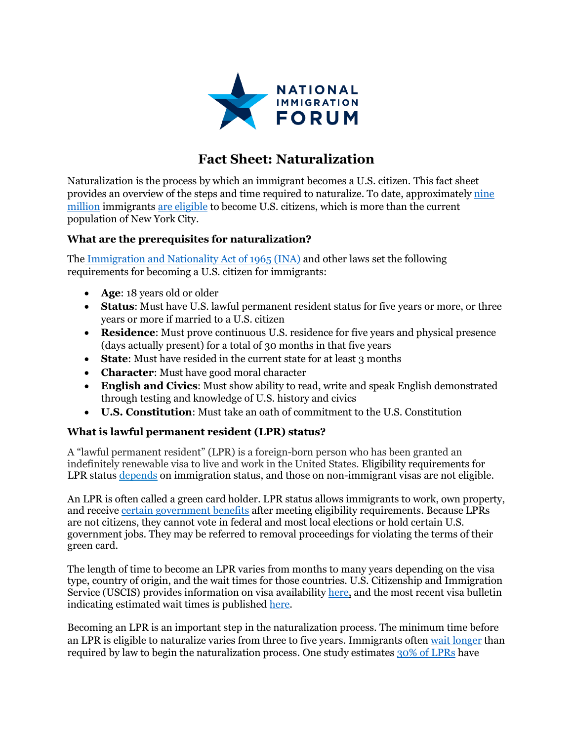NATIONAL IMMIGRATION FORUM

# Fact Sheet: Naturalization

Naturalization is the process by which an immigrant becomes a U.S. citizen. This fact sheet provides an overview of the steps and time required to naturalize. To date, approximately nine million immigrants are eligible to become U.S. citizens, which is more than the current population of New York City.

### What are the prerequisites for naturalization?

The Immigration and Nationality Act of 1965 (INA) and other laws set the following requirements for becoming a U.S. citizen for immigrants:

- **Age**: 18 years old or older
- **Status**: Must have U.S. lawful permanent resident status for five years or more, or three years or more if married to a U.S. citizen
- **Residence**: Must prove continuous U.S. residence for five years and physical presence (days actually present) for a total of 30 months in that five years
- **State**: Must have resided in the current state for at least 3 months
- **Character**: Must have good moral character
- **English and Civics**: Must show ability to read, write and speak English demonstrated through testing and knowledge of U.S. history and civics
- **U.S. Constitution**: Must take an oath of commitment to the U.S. Constitution

### What is lawful permanent resident (LPR) status?

A "lawful permanent resident" (LPR) is a foreign-born person who has been granted an indefinitely renewable visa to live and work in the United States. Eligibility requirements for LPR status depends on immigration status, and those on non-immigrant visas are not eligible.

An LPR is often called a green card holder. LPR status allows immigrants to work, own property, and receive certain government benefits after meeting eligibility requirements. Because LPRs are not citizens, they cannot vote in federal and most local elections or hold certain U.S. government jobs. They may be referred to removal proceedings for violating the terms of their green card.

The length of time to become an LPR varies from months to many years depending on the visa type, country of origin, and the wait times for those countries. U.S. Citizenship and Immigration Service (USCIS) provides information on visa availability here, and the most recent visa bulletin indicating estimated wait times is published here.

Becoming an LPR is an important step in the naturalization process. The minimum time before an LPR is eligible to naturalize varies from three to five years. Immigrants often wait longer than required by law to begin the naturalization process. One study estimates 30% of LPRs have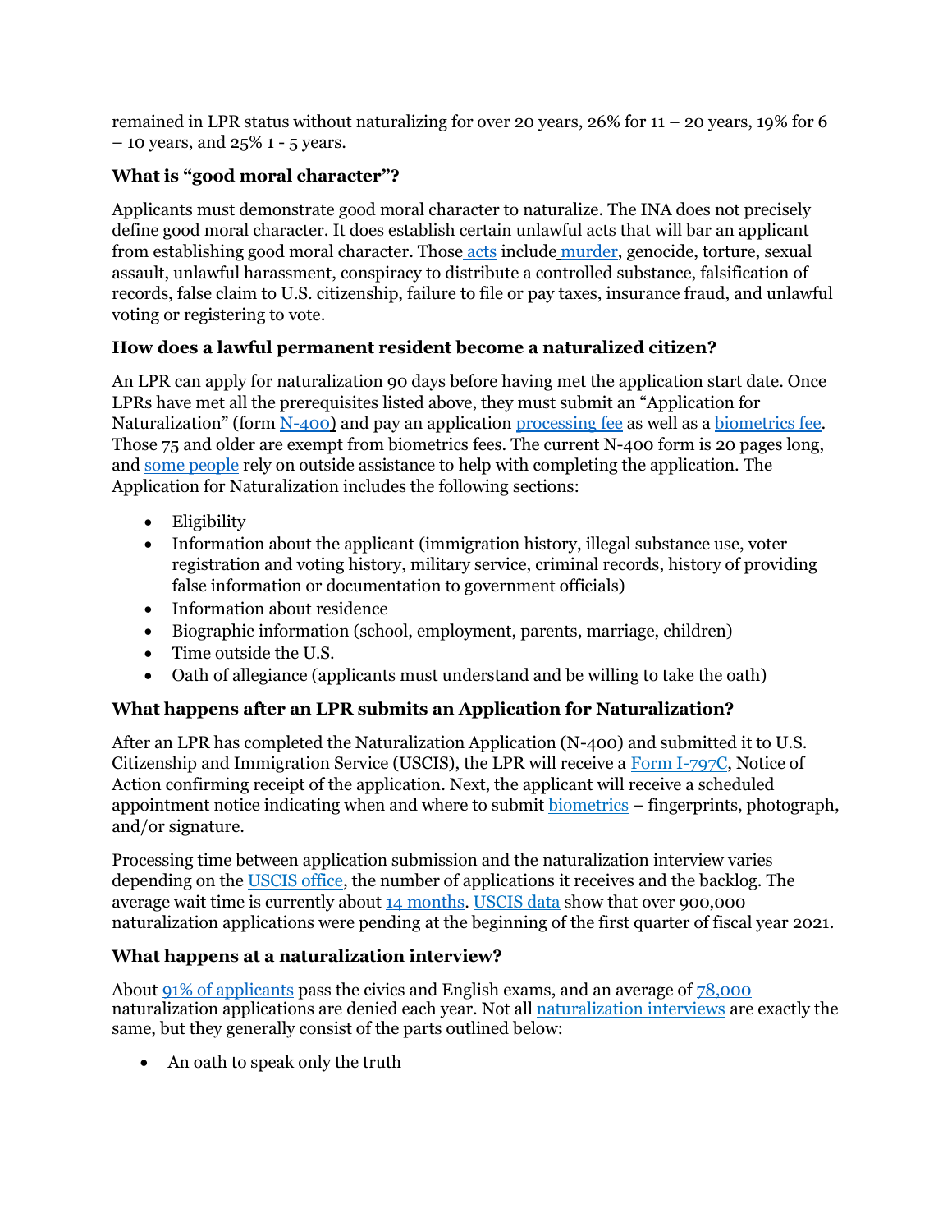remained in LPR status without naturalizing for over 20 years, 26% for 11 – 20 years, 19% for 6 – 10 years, and 25% 1 - 5 years.

### What is "good moral character"?

Applicants must demonstrate good moral character to naturalize. The INA does not precisely define good moral character. It does establish certain unlawful acts that will bar an applicant from establishing good moral character. Those acts include murder, genocide, torture, sexual assault, unlawful harassment, conspiracy to distribute a controlled substance, falsification of records, false claim to U.S. citizenship, failure to file or pay taxes, insurance fraud, and unlawful voting or registering to vote.

### How does a lawful permanent resident become a naturalized citizen?

An LPR can apply for naturalization 90 days before having met the application start date. Once LPRs have met all the prerequisites listed above, they must submit an "Application for Naturalization" (form N-400) and pay an application processing fee as well as a biometrics fee. Those 75 and older are exempt from biometrics fees. The current N-400 form is 20 pages long, and some people rely on outside assistance to help with completing the application. The Application for Naturalization includes the following sections:

- Eligibility
- Information about the applicant (immigration history, illegal substance use, voter registration and voting history, military service, criminal records, history of providing false information or documentation to government officials)
- Information about residence
- Biographic information (school, employment, parents, marriage, children)
- Time outside the U.S.
- Oath of allegiance (applicants must understand and be willing to take the oath)

### What happens after an LPR submits an Application for Naturalization?

After an LPR has completed the Naturalization Application (N-400) and submitted it to U.S. Citizenship and Immigration Service (USCIS), the LPR will receive a Form I-797C, Notice of Action confirming receipt of the application. Next, the applicant will receive a scheduled appointment notice indicating when and where to submit biometrics – fingerprints, photograph, and/or signature.

Processing time between application submission and the naturalization interview varies depending on the USCIS office, the number of applications it receives and the backlog. The average wait time is currently about 14 months. USCIS data show that over 900,000 naturalization applications were pending at the beginning of the first quarter of fiscal year 2021.

### What happens at a naturalization interview?

About 91% of applicants pass the civics and English exams, and an average of 78,000 naturalization applications are denied each year. Not all naturalization interviews are exactly the same, but they generally consist of the parts outlined below:

- An oath to speak only the truth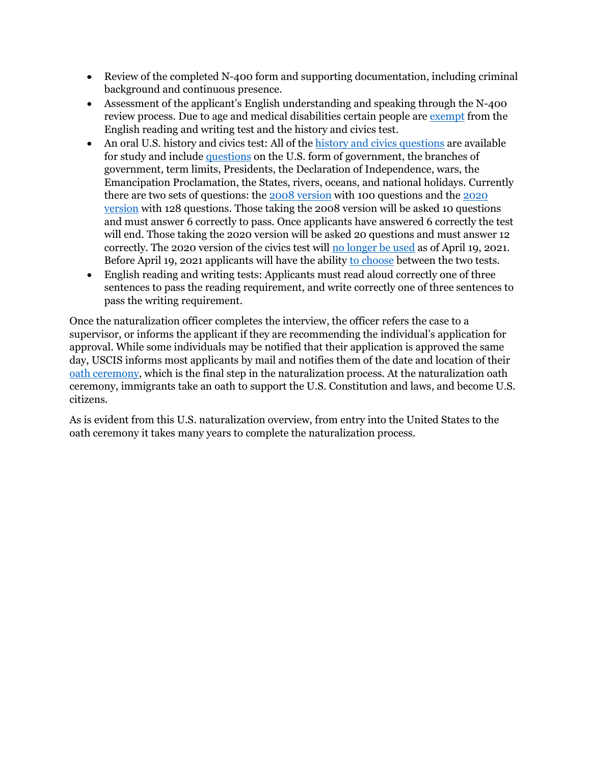- Review of the completed N-400 form and supporting documentation, including criminal background and continuous presence.
- Assessment of the applicant's English understanding and speaking through the N-400 review process. Due to age and medical disabilities certain people are exempt from the English reading and writing test and the history and civics test.
- An oral U.S. history and civics test: All of the history and civics questions are available for study and include questions on the U.S. form of government, the branches of government, term limits, Presidents, the Declaration of Independence, wars, the Emancipation Proclamation, the States, rivers, oceans, and national holidays. Currently there are two sets of questions: the 2008 version with 100 questions and the 2020 version with 128 questions. Those taking the 2008 version will be asked 10 questions and must answer 6 correctly to pass. Once applicants have answered 6 correctly the test will end. Those taking the 2020 version will be asked 20 questions and must answer 12 correctly. The 2020 version of the civics test will no longer be used as of April 19, 2021. Before April 19, 2021 applicants will have the ability to choose between the two tests.
- English reading and writing tests: Applicants must read aloud correctly one of three sentences to pass the reading requirement, and write correctly one of three sentences to pass the writing requirement.

Once the naturalization officer completes the interview, the officer refers the case to a supervisor, or informs the applicant if they are recommending the individual's application for approval. While some individuals may be notified that their application is approved the same day, USCIS informs most applicants by mail and notifies them of the date and location of their oath ceremony, which is the final step in the naturalization process. At the naturalization oath ceremony, immigrants take an oath to support the U.S. Constitution and laws, and become U.S. citizens.

As is evident from this U.S. naturalization overview, from entry into the United States to the oath ceremony it takes many years to complete the naturalization process.